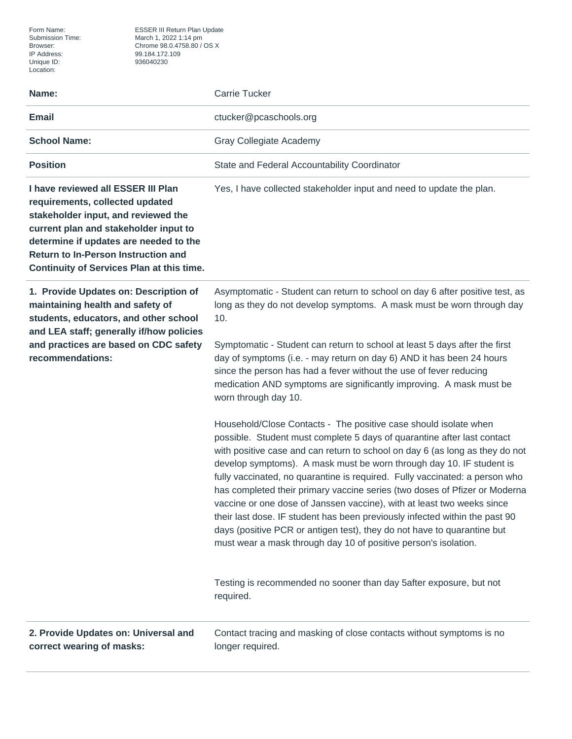| | |
|---|---|
| Form Name: | ESSER III Return Plan Update |
| Submission Time: | March 1, 2022 1:14 pm |
| Browser: | Chrome 98.0.4758.80 / OS X |
| IP Address: | 99.184.172.109 |
| Unique ID: | 936040230 |
| Location: | |

| | |
|---|---|
| **Name:** | Carrie Tucker |
| **Email** | ctucker@pcaschools.org |
| **School Name:** | Gray Collegiate Academy |
| **Position** | State and Federal Accountability Coordinator |
| **I have reviewed all ESSER III Plan requirements, collected updated stakeholder input, and reviewed the current plan and stakeholder input to determine if updates are needed to the Return to In-Person Instruction and Continuity of Services Plan at this time.** | Yes, I have collected stakeholder input and need to update the plan. |
| **1. Provide Updates on: Description of maintaining health and safety of students, educators, and other school and LEA staff; generally if/how policies and practices are based on CDC safety recommendations:** | Asymptomatic - Student can return to school on day 6 after positive test, as long as they do not develop symptoms. A mask must be worn through day 10.<br><br>Symptomatic - Student can return to school at least 5 days after the first day of symptoms (i.e. - may return on day 6) AND it has been 24 hours since the person has had a fever without the use of fever reducing medication AND symptoms are significantly improving. A mask must be worn through day 10.<br><br>Household/Close Contacts - The positive case should isolate when possible. Student must complete 5 days of quarantine after last contact with positive case and can return to school on day 6 (as long as they do not develop symptoms). A mask must be worn through day 10. IF student is fully vaccinated, no quarantine is required. Fully vaccinated: a person who has completed their primary vaccine series (two doses of Pfizer or Moderna vaccine or one dose of Janssen vaccine), with at least two weeks since their last dose. IF student has been previously infected within the past 90 days (positive PCR or antigen test), they do not have to quarantine but must wear a mask through day 10 of positive person's isolation.<br><br>Testing is recommended no sooner than day 5after exposure, but not required. |
| **2. Provide Updates on: Universal and correct wearing of masks:** | Contact tracing and masking of close contacts without symptoms is no longer required. |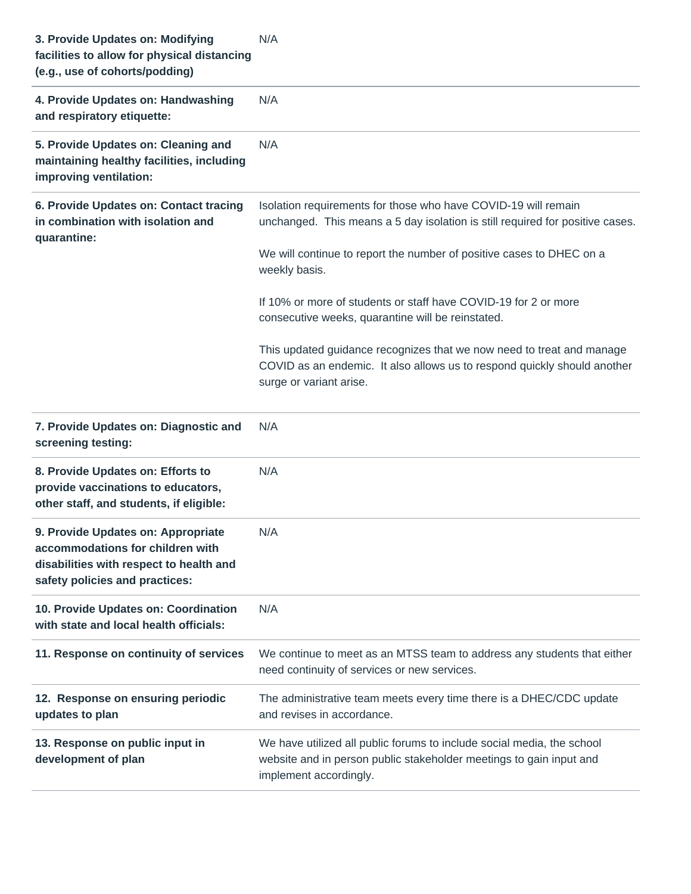| | |
|---|---|
| **3. Provide Updates on: Modifying facilities to allow for physical distancing (e.g., use of cohorts/podding)** | N/A |
| **4. Provide Updates on: Handwashing and respiratory etiquette:** | N/A |
| **5. Provide Updates on: Cleaning and maintaining healthy facilities, including improving ventilation:** | N/A |
| **6. Provide Updates on: Contact tracing in combination with isolation and quarantine:** | Isolation requirements for those who have COVID-19 will remain unchanged. This means a 5 day isolation is still required for positive cases.<br><br>We will continue to report the number of positive cases to DHEC on a weekly basis.<br><br>If 10% or more of students or staff have COVID-19 for 2 or more consecutive weeks, quarantine will be reinstated.<br><br>This updated guidance recognizes that we now need to treat and manage COVID as an endemic. It also allows us to respond quickly should another surge or variant arise. |
| **7. Provide Updates on: Diagnostic and screening testing:** | N/A |
| **8. Provide Updates on: Efforts to provide vaccinations to educators, other staff, and students, if eligible:** | N/A |
| **9. Provide Updates on: Appropriate accommodations for children with disabilities with respect to health and safety policies and practices:** | N/A |
| **10. Provide Updates on: Coordination with state and local health officials:** | N/A |
| **11. Response on continuity of services** | We continue to meet as an MTSS team to address any students that either need continuity of services or new services. |
| **12. Response on ensuring periodic updates to plan** | The administrative team meets every time there is a DHEC/CDC update and revises in accordance. |
| **13. Response on public input in development of plan** | We have utilized all public forums to include social media, the school website and in person public stakeholder meetings to gain input and implement accordingly. |